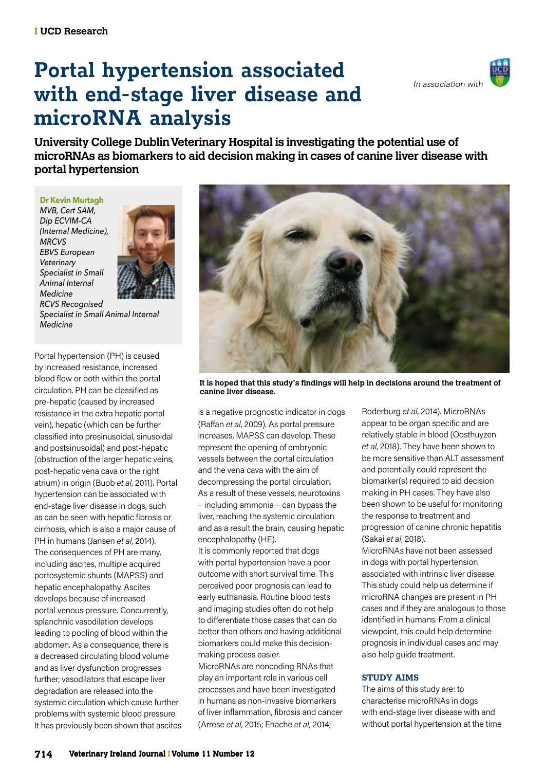# Portal hypertension associated with end-stage liver disease and microRNA analysis

*In association with*

**University College Dublin Veterinary Hospital is investigating the potential use of microRNAs as biomarkers to aid decision making in cases of canine liver disease with portal hypertension**

**Dr Kevin Murtagh**
*MVB, Cert SAM, Dip ECVIM-CA (Internal Medicine), MRCVS*
*EBVS European Veterinary Specialist in Small Animal Internal Medicine*
*RCVS Recognised Specialist in Small Animal Internal Medicine*

**It is hoped that this study's findings will help in decisions around the treatment of canine liver disease.**

Portal hypertension (PH) is caused by increased resistance, increased blood flow or both within the portal circulation. PH can be classified as pre-hepatic (caused by increased resistance in the extra hepatic portal vein), hepatic (which can be further classified into presinusoidal, sinusoidal and postsinusoidal) and post-hepatic (obstruction of the larger hepatic veins, post-hepatic vena cava or the right atrium) in origin (Buob *et al*, 2011). Portal hypertension can be associated with end-stage liver disease in dogs, such as can be seen with hepatic fibrosis or cirrhosis, which is also a major cause of PH in humans (Jansen *et al*, 2014).

The consequences of PH are many, including ascites, multiple acquired portosystemic shunts (MAPSS) and hepatic encephalopathy. Ascites develops because of increased portal venous pressure. Concurrently, splanchnic vasodilation develops leading to pooling of blood within the abdomen. As a consequence, there is a decreased circulating blood volume and as liver dysfunction progresses further, vasodilators that escape liver degradation are released into the systemic circulation which cause further problems with systemic blood pressure. It has previously been shown that ascites is a negative prognostic indicator in dogs (Raffan *et al*, 2009). As portal pressure increases, MAPSS can develop. These represent the opening of embryonic vessels between the portal circulation and the vena cava with the aim of decompressing the portal circulation. As a result of these vessels, neurotoxins – including ammonia – can bypass the liver, reaching the systemic circulation and as a result the brain, causing hepatic encephalopathy (HE).

It is commonly reported that dogs with portal hypertension have a poor outcome with short survival time. This perceived poor prognosis can lead to early euthanasia. Routine blood tests and imaging studies often do not help to differentiate those cases that can do better than others and having additional biomarkers could make this decision-making process easier.

MicroRNAs are noncoding RNAs that play an important role in various cell processes and have been investigated in humans as non-invasive biomarkers of liver inflammation, fibrosis and cancer (Arrese *et al*, 2015; Enache *et al*, 2014; Roderburg *et al*, 2014). MicroRNAs appear to be organ specific and are relatively stable in blood (Oosthuyzen *et al*, 2018). They have been shown to be more sensitive than ALT assessment and potentially could represent the biomarker(s) required to aid decision making in PH cases. They have also been shown to be useful for monitoring the response to treatment and progression of canine chronic hepatitis (Sakai *et al*, 2018).

MicroRNAs have not been assessed in dogs with portal hypertension associated with intrinsic liver disease. This study could help us determine if microRNA changes are present in PH cases and if they are analogous to those identified in humans. From a clinical viewpoint, this could help determine prognosis in individual cases and may also help guide treatment.

## STUDY AIMS

The aims of this study are: to characterise microRNAs in dogs with end-stage liver disease with and without portal hypertension at the time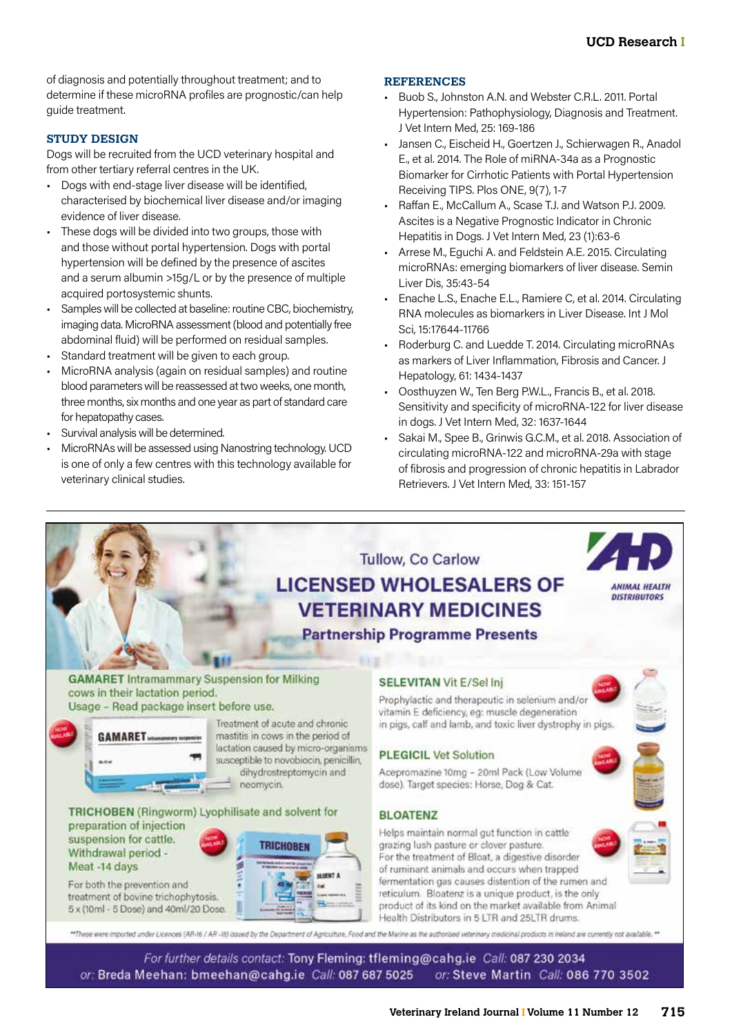of diagnosis and potentially throughout treatment; and to determine if these microRNA profiles are prognostic/can help guide treatment.

### STUDY DESIGN

Dogs will be recruited from the UCD veterinary hospital and from other tertiary referral centres in the UK.

- Dogs with end-stage liver disease will be identified, characterised by biochemical liver disease and/or imaging evidence of liver disease.
- These dogs will be divided into two groups, those with and those without portal hypertension. Dogs with portal hypertension will be defined by the presence of ascites and a serum albumin >15g/L or by the presence of multiple acquired portosystemic shunts.
- Samples will be collected at baseline: routine CBC, biochemistry, imaging data. MicroRNA assessment (blood and potentially free abdominal fluid) will be performed on residual samples.
- Standard treatment will be given to each group.
- MicroRNA analysis (again on residual samples) and routine blood parameters will be reassessed at two weeks, one month, three months, six months and one year as part of standard care for hepatopathy cases.
- Survival analysis will be determined.
- MicroRNAs will be assessed using Nanostring technology. UCD is one of only a few centres with this technology available for veterinary clinical studies.

### REFERENCES

- Buob S., Johnston A.N. and Webster C.R.L. 2011. Portal Hypertension: Pathophysiology, Diagnosis and Treatment. J Vet Intern Med, 25: 169-186
- Jansen C., Eischeid H., Goertzen J., Schierwagen R., Anadol E., et al. 2014. The Role of miRNA-34a as a Prognostic Biomarker for Cirrhotic Patients with Portal Hypertension Receiving TIPS. Plos ONE, 9(7), 1-7
- Raffan E., McCallum A., Scase T.J. and Watson P.J. 2009. Ascites is a Negative Prognostic Indicator in Chronic Hepatitis in Dogs. J Vet Intern Med, 23 (1):63-6
- Arrese M., Eguchi A. and Feldstein A.E. 2015. Circulating microRNAs: emerging biomarkers of liver disease. Semin Liver Dis, 35:43-54
- Enache L.S., Enache E.L., Ramiere C, et al. 2014. Circulating RNA molecules as biomarkers in Liver Disease. Int J Mol Sci, 15:17644-11766
- Roderburg C. and Luedde T. 2014. Circulating microRNAs as markers of Liver Inflammation, Fibrosis and Cancer. J Hepatology, 61: 1434-1437
- Oosthuyzen W., Ten Berg P.W.L., Francis B., et al. 2018. Sensitivity and specificity of microRNA-122 for liver disease in dogs. J Vet Intern Med, 32: 1637-1644
- Sakai M., Spee B., Grinwis G.C.M., et al. 2018. Association of circulating microRNA-122 and microRNA-29a with stage of fibrosis and progression of chronic hepatitis in Labrador Retrievers. J Vet Intern Med, 33: 151-157

---

Tullow, Co Carlow

## LICENSED WHOLESALERS OF VETERINARY MEDICINES

**Partnership Programme Presents**

AHD ANIMAL HEALTH DISTRIBUTORS

**GAMARET** Intramammary Suspension for Milking cows in their lactation period.
Usage – Read package insert before use.

NOW AVAILABLE

Treatment of acute and chronic mastitis in cows in the period of lactation caused by micro-organisms susceptible to novobiocin, penicillin, dihydrostreptomycin and neomycin.

**TRICHOBEN** (Ringworm) Lyophilisate and solvent for preparation of injection suspension for cattle.
Withdrawal period - Meat -14 days

NOW AVAILABLE

For both the prevention and treatment of bovine trichophytosis.
5 x (10ml - 5 Dose) and 40ml/20 Dose.

**SELEVITAN** Vit E/Sel Inj

NOW AVAILABLE

Prophylactic and therapeutic in selenium and/or vitamin E deficiency, eg: muscle degeneration in pigs, calf and lamb, and toxic liver dystrophy in pigs.

**PLEGICIL** Vet Solution

NOW AVAILABLE

Acepromazine 10mg – 20ml Pack (Low Volume dose). Target species: Horse, Dog & Cat.

**BLOATENZ**

NOW AVAILABLE

Helps maintain normal gut function in cattle grazing lush pasture or clover pasture.
For the treatment of Bloat, a digestive disorder of ruminant animals and occurs when trapped fermentation gas causes distention of the rumen and reticulum. Bloatenz is a unique product, is the only product of its kind on the market available from Animal Health Distributors in 5 LTR and 25LTR drums.

**These were imported under Licences (AR-16 / AR -18) issued by the Department of Agriculture, Food and the Marine as the authorised veterinary medicinal products in Ireland are currently not available. **

*For further details contact:* Tony Fleming: tfleming@cahg.ie *Call:* 087 230 2034
*or:* Breda Meehan: bmeehan@cahg.ie *Call:* 087 687 5025 *or:* Steve Martin *Call:* 086 770 3502